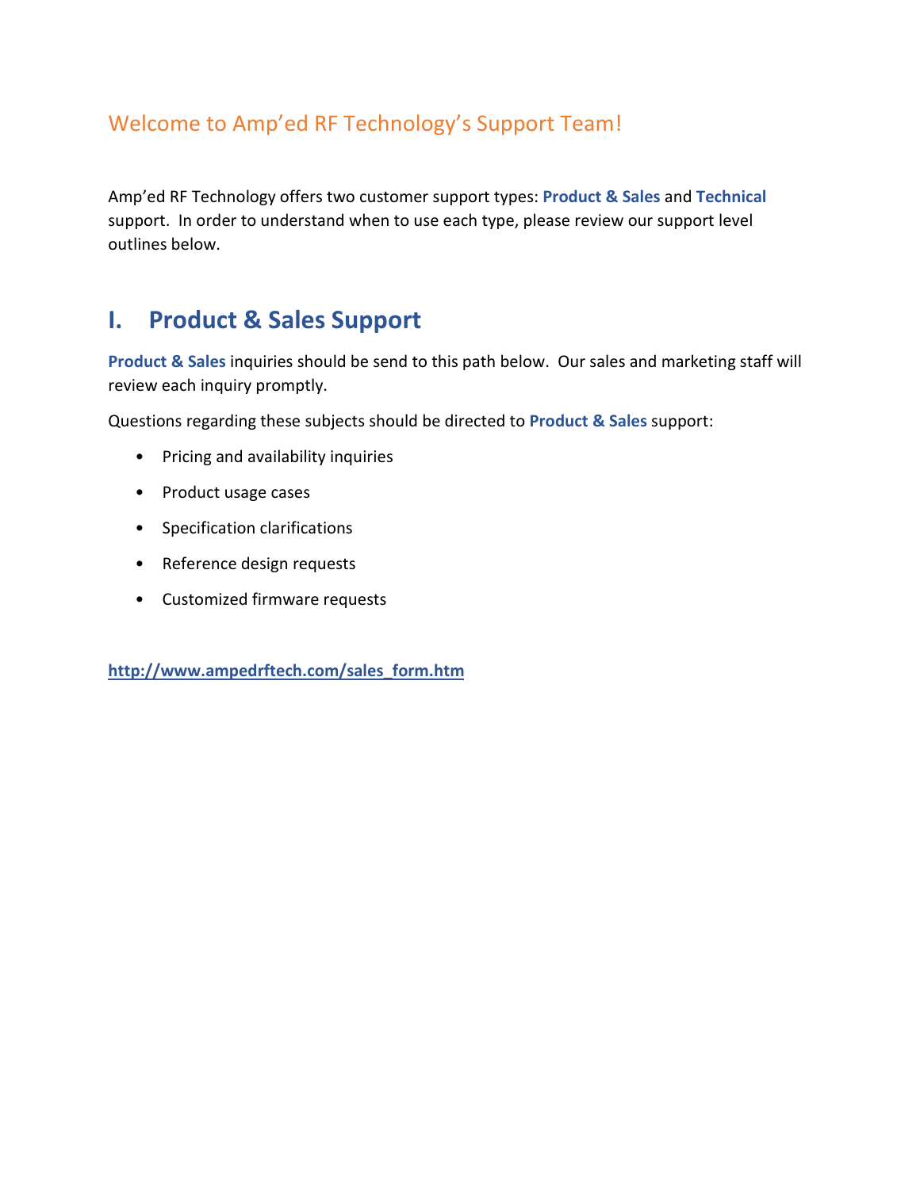## Welcome to Amp'ed RF Technology's Support Team!

Amp'ed RF Technology offers two customer support types: **Product & Sales** and **Technical** support. In order to understand when to use each type, please review our support level outlines below.

# I. Product & Sales Support

**Product & Sales** inquiries should be send to this path below. Our sales and marketing staff will review each inquiry promptly.

Questions regarding these subjects should be directed to **Product & Sales** support:

- Pricing and availability inquiries
- Product usage cases
- Specification clarifications
- Reference design requests
- Customized firmware requests

**http://www.ampedrftech.com/sales_form.htm**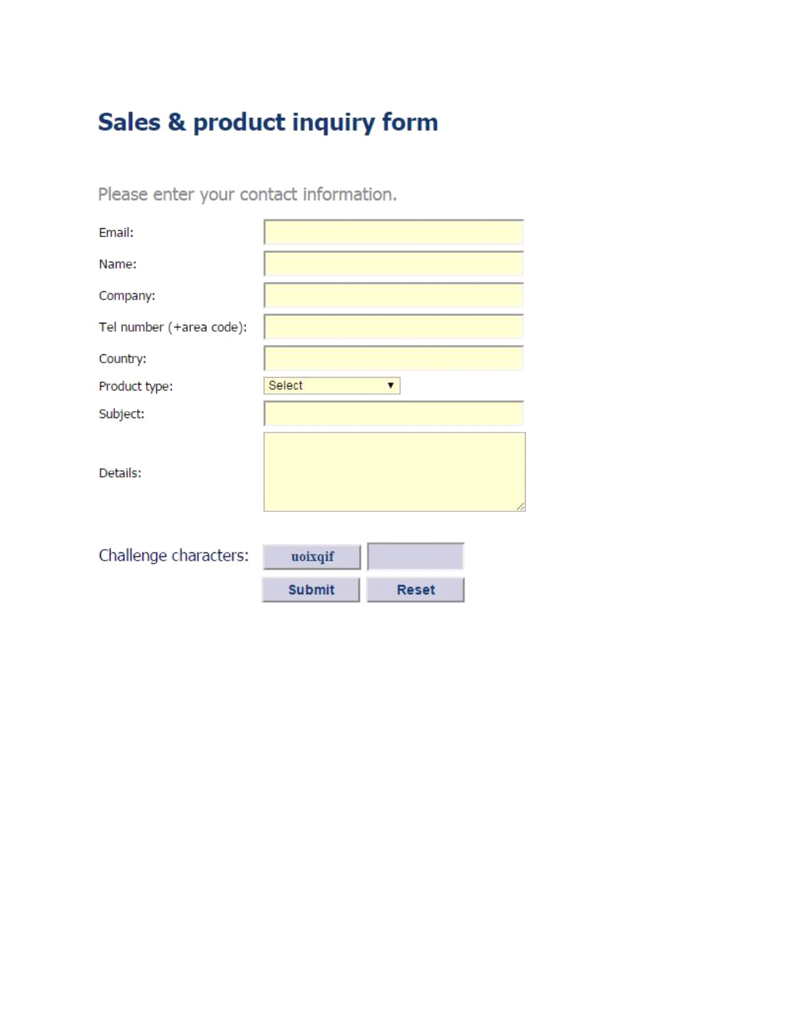# Sales & product inquiry form

Please enter your contact information.

Email:

Name:

Company:

Tel number (+area code):

Country:

Product type: Select

Subject:

Details:

Challenge characters: uoixqif

Submit Reset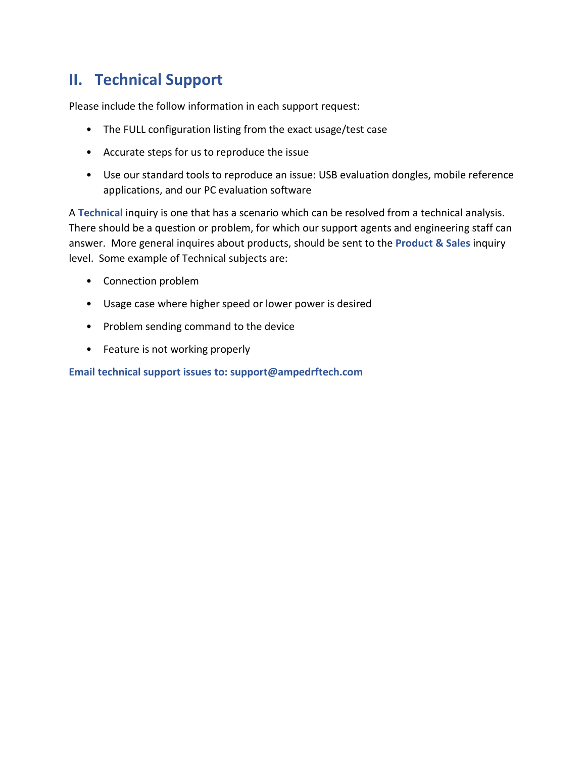## II. Technical Support

Please include the follow information in each support request:

- The FULL configuration listing from the exact usage/test case
- Accurate steps for us to reproduce the issue
- Use our standard tools to reproduce an issue: USB evaluation dongles, mobile reference applications, and our PC evaluation software

A **Technical** inquiry is one that has a scenario which can be resolved from a technical analysis. There should be a question or problem, for which our support agents and engineering staff can answer. More general inquires about products, should be sent to the **Product & Sales** inquiry level. Some example of Technical subjects are:

- Connection problem
- Usage case where higher speed or lower power is desired
- Problem sending command to the device
- Feature is not working properly

**Email technical support issues to: support@ampedrftech.com**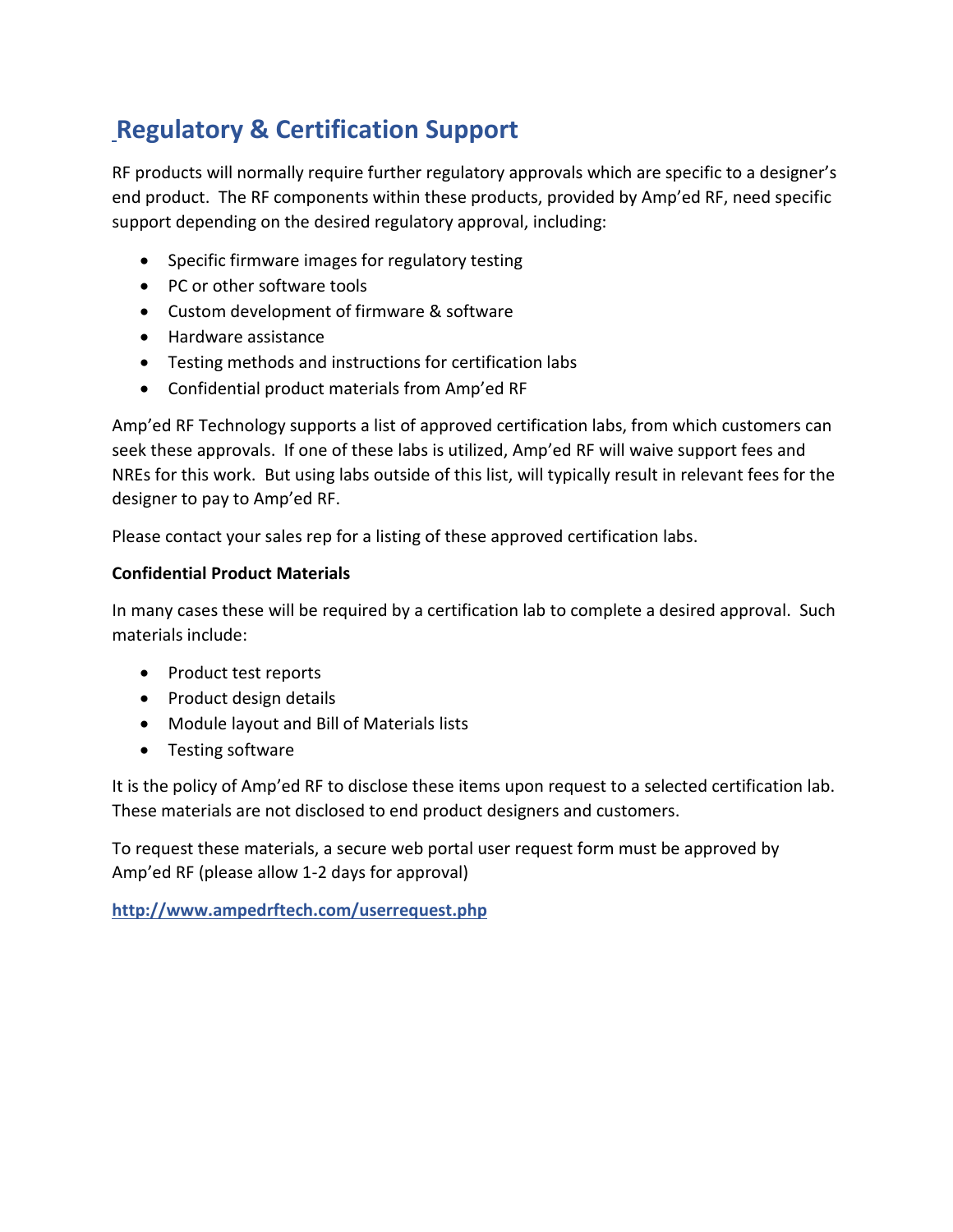## Regulatory & Certification Support

RF products will normally require further regulatory approvals which are specific to a designer's end product. The RF components within these products, provided by Amp'ed RF, need specific support depending on the desired regulatory approval, including:

- Specific firmware images for regulatory testing
- PC or other software tools
- Custom development of firmware & software
- Hardware assistance
- Testing methods and instructions for certification labs
- Confidential product materials from Amp'ed RF

Amp'ed RF Technology supports a list of approved certification labs, from which customers can seek these approvals. If one of these labs is utilized, Amp'ed RF will waive support fees and NREs for this work. But using labs outside of this list, will typically result in relevant fees for the designer to pay to Amp'ed RF.

Please contact your sales rep for a listing of these approved certification labs.

**Confidential Product Materials**

In many cases these will be required by a certification lab to complete a desired approval. Such materials include:

- Product test reports
- Product design details
- Module layout and Bill of Materials lists
- Testing software

It is the policy of Amp'ed RF to disclose these items upon request to a selected certification lab. These materials are not disclosed to end product designers and customers.

To request these materials, a secure web portal user request form must be approved by Amp'ed RF (please allow 1-2 days for approval)

**http://www.ampedrftech.com/userrequest.php**